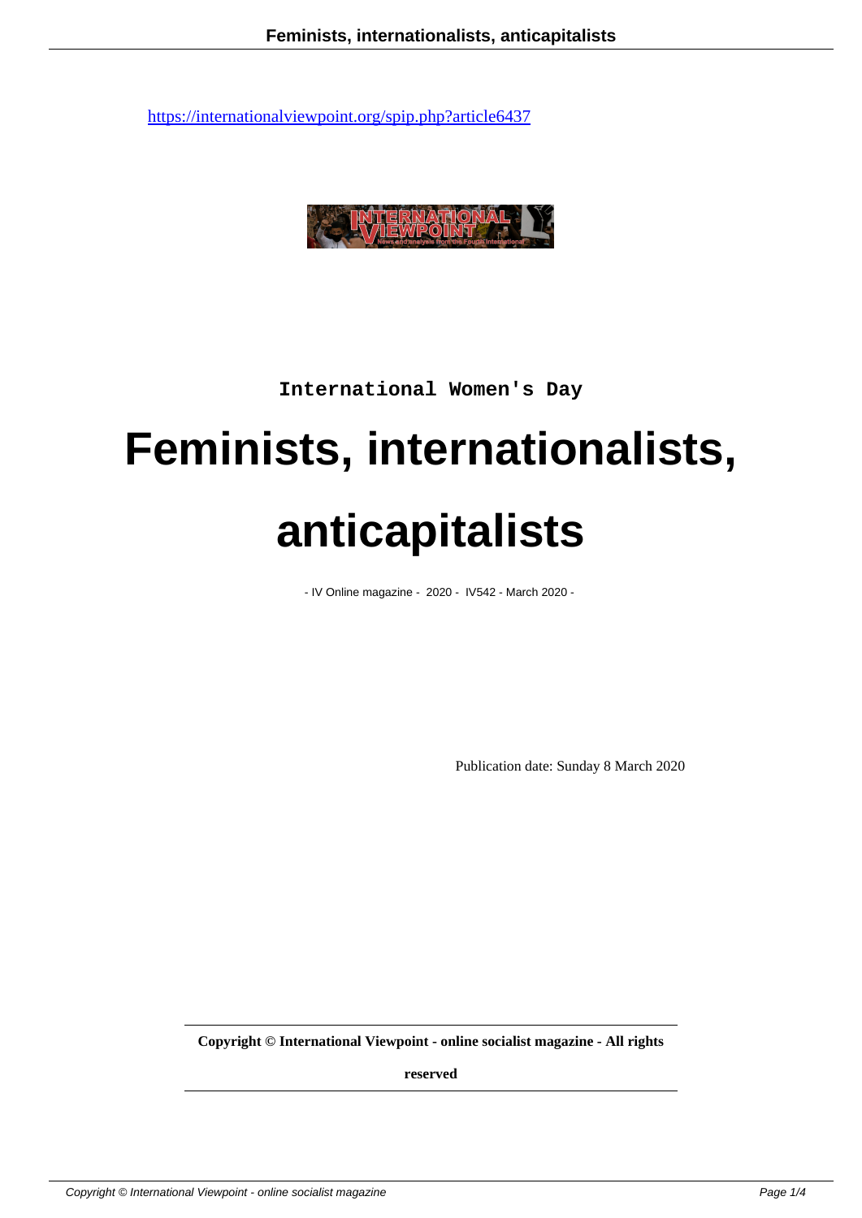https://internationalviewpoint.org/spip.php?article6437

International Women's Day

# Feminists, internationalists, anticapitalists

- IV Online magazine - 2020 - IV542 - March 2020 -

Publication date: Sunday 8 March 2020

**Copyright © International Viewpoint - online socialist magazine - All rights reserved**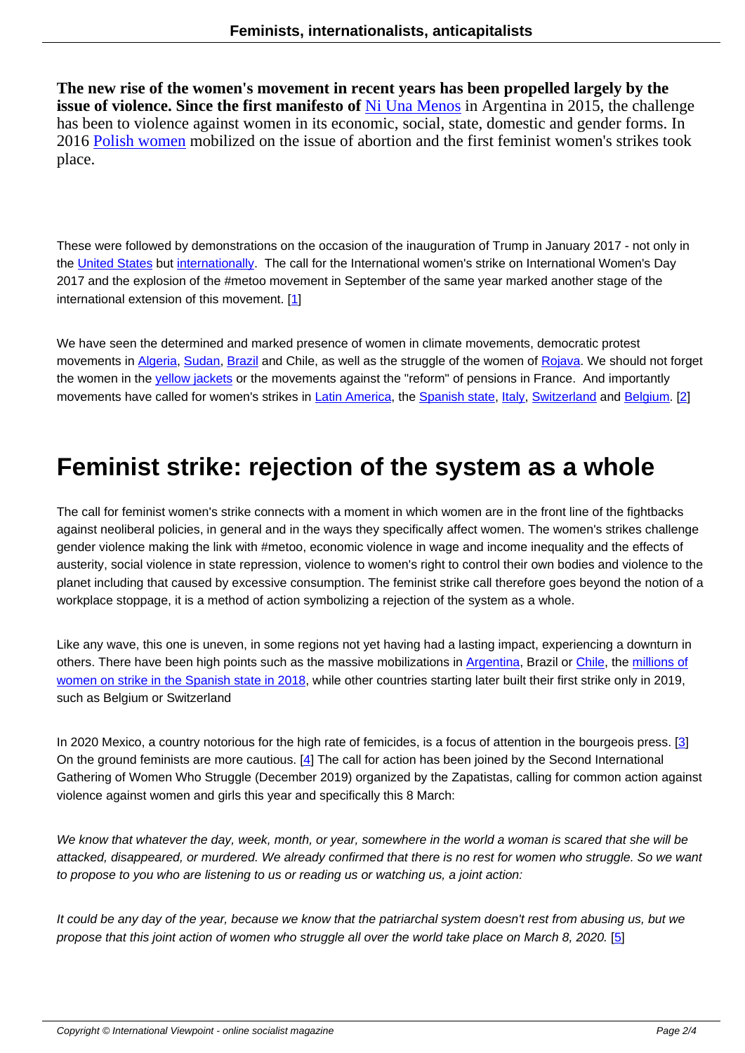**The new rise of the women's movement in recent years has been propelled largely by the issue of violence. Since the first manifesto of** Ni Una Menos in Argentina in 2015, the challenge has been to violence against women in its economic, social, state, domestic and gender forms. In 2016 Polish women mobilized on the issue of abortion and the first feminist women's strikes took place.

These were followed by demonstrations on the occasion of the inauguration of Trump in January 2017 - not only in the United States but internationally. The call for the International women's strike on International Women's Day 2017 and the explosion of the #metoo movement in September of the same year marked another stage of the international extension of this movement. [1]

We have seen the determined and marked presence of women in climate movements, democratic protest movements in Algeria, Sudan, Brazil and Chile, as well as the struggle of the women of Rojava. We should not forget the women in the yellow jackets or the movements against the "reform" of pensions in France. And importantly movements have called for women's strikes in Latin America, the Spanish state, Italy, Switzerland and Belgium. [2]

# Feminist strike: rejection of the system as a whole

The call for feminist women's strike connects with a moment in which women are in the front line of the fightbacks against neoliberal policies, in general and in the ways they specifically affect women. The women's strikes challenge gender violence making the link with #metoo, economic violence in wage and income inequality and the effects of austerity, social violence in state repression, violence to women's right to control their own bodies and violence to the planet including that caused by excessive consumption. The feminist strike call therefore goes beyond the notion of a workplace stoppage, it is a method of action symbolizing a rejection of the system as a whole.

Like any wave, this one is uneven, in some regions not yet having had a lasting impact, experiencing a downturn in others. There have been high points such as the massive mobilizations in Argentina, Brazil or Chile, the millions of women on strike in the Spanish state in 2018, while other countries starting later built their first strike only in 2019, such as Belgium or Switzerland

In 2020 Mexico, a country notorious for the high rate of femicides, is a focus of attention in the bourgeois press. [3] On the ground feminists are more cautious. [4] The call for action has been joined by the Second International Gathering of Women Who Struggle (December 2019) organized by the Zapatistas, calling for common action against violence against women and girls this year and specifically this 8 March:

*We know that whatever the day, week, month, or year, somewhere in the world a woman is scared that she will be attacked, disappeared, or murdered. We already confirmed that there is no rest for women who struggle. So we want to propose to you who are listening to us or reading us or watching us, a joint action:*

*It could be any day of the year, because we know that the patriarchal system doesn't rest from abusing us, but we propose that this joint action of women who struggle all over the world take place on March 8, 2020.* [5]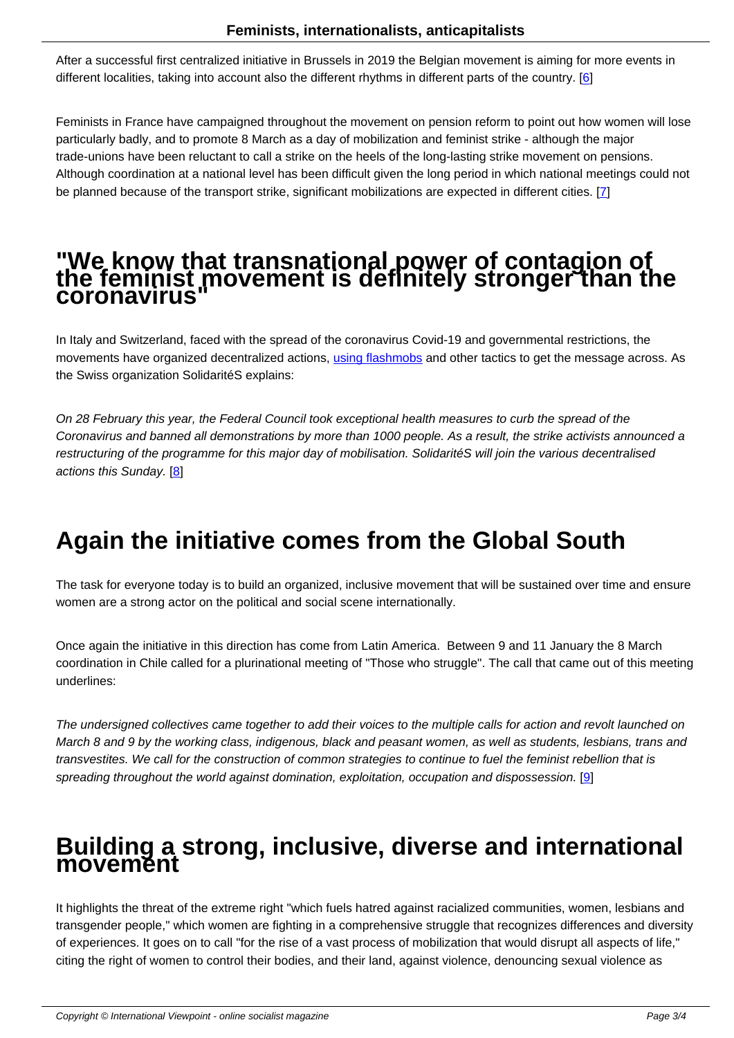After a successful first centralized initiative in Brussels in 2019 the Belgian movement is aiming for more events in different localities, taking into account also the different rhythms in different parts of the country. [6]

Feminists in France have campaigned throughout the movement on pension reform to point out how women will lose particularly badly, and to promote 8 March as a day of mobilization and feminist strike - although the major trade-unions have been reluctant to call a strike on the heels of the long-lasting strike movement on pensions. Although coordination at a national level has been difficult given the long period in which national meetings could not be planned because of the transport strike, significant mobilizations are expected in different cities. [7]

## "We know that transnational power of contagion of the feminist movement is definitely stronger than the coronavirus"

In Italy and Switzerland, faced with the spread of the coronavirus Covid-19 and governmental restrictions, the movements have organized decentralized actions, using flashmobs and other tactics to get the message across. As the Swiss organization SolidaritéS explains:

*On 28 February this year, the Federal Council took exceptional health measures to curb the spread of the Coronavirus and banned all demonstrations by more than 1000 people. As a result, the strike activists announced a restructuring of the programme for this major day of mobilisation. SolidaritéS will join the various decentralised actions this Sunday.* [8]

## Again the initiative comes from the Global South

The task for everyone today is to build an organized, inclusive movement that will be sustained over time and ensure women are a strong actor on the political and social scene internationally.

Once again the initiative in this direction has come from Latin America. Between 9 and 11 January the 8 March coordination in Chile called for a plurinational meeting of "Those who struggle". The call that came out of this meeting underlines:

*The undersigned collectives came together to add their voices to the multiple calls for action and revolt launched on March 8 and 9 by the working class, indigenous, black and peasant women, as well as students, lesbians, trans and transvestites. We call for the construction of common strategies to continue to fuel the feminist rebellion that is spreading throughout the world against domination, exploitation, occupation and dispossession.* [9]

## Building a strong, inclusive, diverse and international movement

It highlights the threat of the extreme right "which fuels hatred against racialized communities, women, lesbians and transgender people," which women are fighting in a comprehensive struggle that recognizes differences and diversity of experiences. It goes on to call "for the rise of a vast process of mobilization that would disrupt all aspects of life," citing the right of women to control their bodies, and their land, against violence, denouncing sexual violence as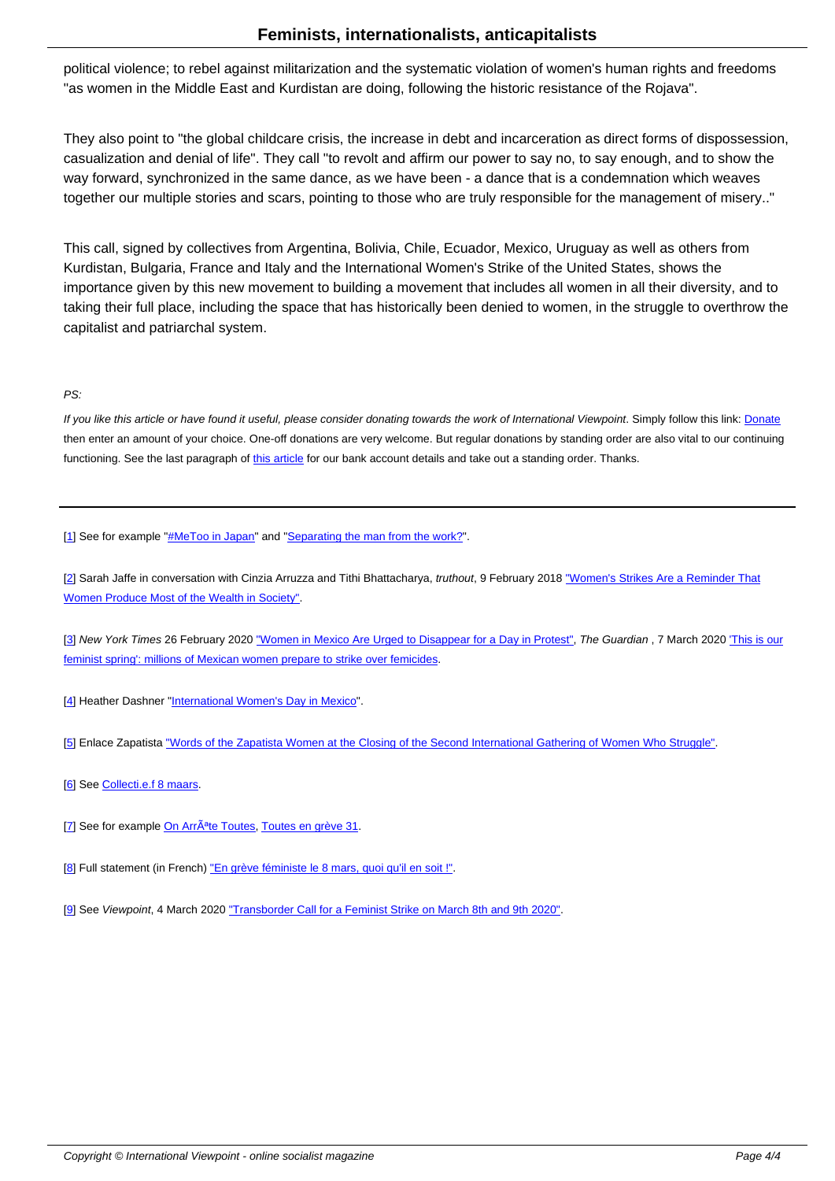political violence; to rebel against militarization and the systematic violation of women's human rights and freedoms "as women in the Middle East and Kurdistan are doing, following the historic resistance of the Rojava".

They also point to "the global childcare crisis, the increase in debt and incarceration as direct forms of dispossession, casualization and denial of life". They call "to revolt and affirm our power to say no, to say enough, and to show the way forward, synchronized in the same dance, as we have been - a dance that is a condemnation which weaves together our multiple stories and scars, pointing to those who are truly responsible for the management of misery.."

This call, signed by collectives from Argentina, Bolivia, Chile, Ecuador, Mexico, Uruguay as well as others from Kurdistan, Bulgaria, France and Italy and the International Women's Strike of the United States, shows the importance given by this new movement to building a movement that includes all women in all their diversity, and to taking their full place, including the space that has historically been denied to women, in the struggle to overthrow the capitalist and patriarchal system.

*PS:*

*If you like this article or have found it useful, please consider donating towards the work of International Viewpoint*. Simply follow this link: Donate then enter an amount of your choice. One-off donations are very welcome. But regular donations by standing order are also vital to our continuing functioning. See the last paragraph of this article for our bank account details and take out a standing order. Thanks.

---

[1] See for example "#MeToo in Japan" and "Separating the man from the work?".

[2] Sarah Jaffe in conversation with Cinzia Arruzza and Tithi Bhattacharya, *truthout*, 9 February 2018 "Women's Strikes Are a Reminder That Women Produce Most of the Wealth in Society".

[3] *New York Times* 26 February 2020 "Women in Mexico Are Urged to Disappear for a Day in Protest", *The Guardian* , 7 March 2020 'This is our feminist spring': millions of Mexican women prepare to strike over femicides.

[4] Heather Dashner "International Women's Day in Mexico".

[5] Enlace Zapatista "Words of the Zapatista Women at the Closing of the Second International Gathering of Women Who Struggle".

[6] See Collecti.e.f 8 maars.

[7] See for example On ArrÃªte Toutes, Toutes en grève 31.

[8] Full statement (in French) "En grève féministe le 8 mars, quoi qu'il en soit !".

[9] See *Viewpoint*, 4 March 2020 "Transborder Call for a Feminist Strike on March 8th and 9th 2020".